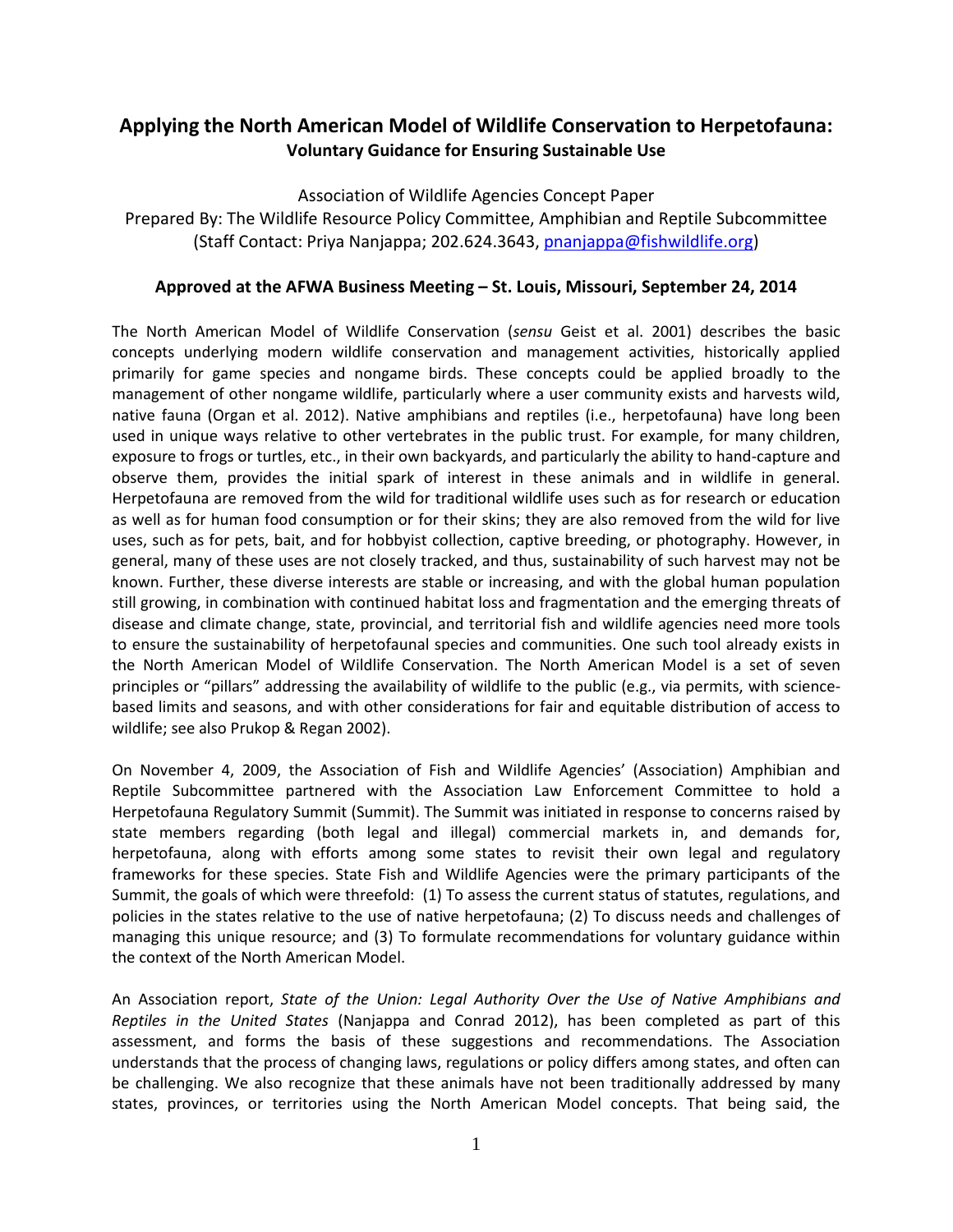# Applying the North American Model of Wildlife Conservation to Herpetofauna:
## Voluntary Guidance for Ensuring Sustainable Use

Association of Wildlife Agencies Concept Paper
Prepared By: The Wildlife Resource Policy Committee, Amphibian and Reptile Subcommittee
(Staff Contact: Priya Nanjappa; 202.624.3643, pnanjappa@fishwildlife.org)

**Approved at the AFWA Business Meeting – St. Louis, Missouri, September 24, 2014**

The North American Model of Wildlife Conservation (*sensu* Geist et al. 2001) describes the basic concepts underlying modern wildlife conservation and management activities, historically applied primarily for game species and nongame birds. These concepts could be applied broadly to the management of other nongame wildlife, particularly where a user community exists and harvests wild, native fauna (Organ et al. 2012). Native amphibians and reptiles (i.e., herpetofauna) have long been used in unique ways relative to other vertebrates in the public trust. For example, for many children, exposure to frogs or turtles, etc., in their own backyards, and particularly the ability to hand-capture and observe them, provides the initial spark of interest in these animals and in wildlife in general. Herpetofauna are removed from the wild for traditional wildlife uses such as for research or education as well as for human food consumption or for their skins; they are also removed from the wild for live uses, such as for pets, bait, and for hobbyist collection, captive breeding, or photography. However, in general, many of these uses are not closely tracked, and thus, sustainability of such harvest may not be known. Further, these diverse interests are stable or increasing, and with the global human population still growing, in combination with continued habitat loss and fragmentation and the emerging threats of disease and climate change, state, provincial, and territorial fish and wildlife agencies need more tools to ensure the sustainability of herpetofaunal species and communities. One such tool already exists in the North American Model of Wildlife Conservation. The North American Model is a set of seven principles or "pillars" addressing the availability of wildlife to the public (e.g., via permits, with science-based limits and seasons, and with other considerations for fair and equitable distribution of access to wildlife; see also Prukop & Regan 2002).

On November 4, 2009, the Association of Fish and Wildlife Agencies' (Association) Amphibian and Reptile Subcommittee partnered with the Association Law Enforcement Committee to hold a Herpetofauna Regulatory Summit (Summit). The Summit was initiated in response to concerns raised by state members regarding (both legal and illegal) commercial markets in, and demands for, herpetofauna, along with efforts among some states to revisit their own legal and regulatory frameworks for these species. State Fish and Wildlife Agencies were the primary participants of the Summit, the goals of which were threefold: (1) To assess the current status of statutes, regulations, and policies in the states relative to the use of native herpetofauna; (2) To discuss needs and challenges of managing this unique resource; and (3) To formulate recommendations for voluntary guidance within the context of the North American Model.

An Association report, *State of the Union: Legal Authority Over the Use of Native Amphibians and Reptiles in the United States* (Nanjappa and Conrad 2012), has been completed as part of this assessment, and forms the basis of these suggestions and recommendations. The Association understands that the process of changing laws, regulations or policy differs among states, and often can be challenging. We also recognize that these animals have not been traditionally addressed by many states, provinces, or territories using the North American Model concepts. That being said, the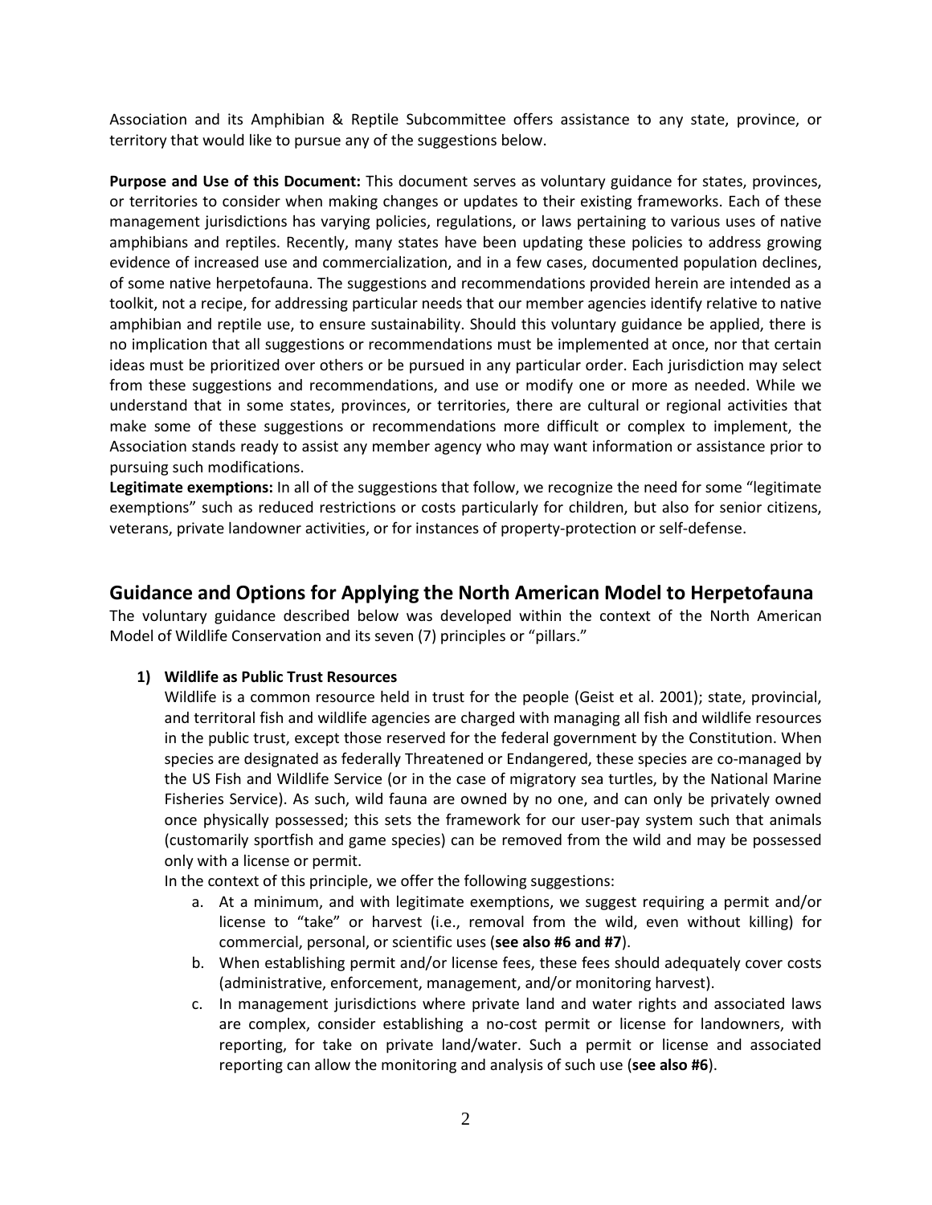Association and its Amphibian & Reptile Subcommittee offers assistance to any state, province, or territory that would like to pursue any of the suggestions below.

**Purpose and Use of this Document:** This document serves as voluntary guidance for states, provinces, or territories to consider when making changes or updates to their existing frameworks. Each of these management jurisdictions has varying policies, regulations, or laws pertaining to various uses of native amphibians and reptiles. Recently, many states have been updating these policies to address growing evidence of increased use and commercialization, and in a few cases, documented population declines, of some native herpetofauna. The suggestions and recommendations provided herein are intended as a toolkit, not a recipe, for addressing particular needs that our member agencies identify relative to native amphibian and reptile use, to ensure sustainability. Should this voluntary guidance be applied, there is no implication that all suggestions or recommendations must be implemented at once, nor that certain ideas must be prioritized over others or be pursued in any particular order. Each jurisdiction may select from these suggestions and recommendations, and use or modify one or more as needed. While we understand that in some states, provinces, or territories, there are cultural or regional activities that make some of these suggestions or recommendations more difficult or complex to implement, the Association stands ready to assist any member agency who may want information or assistance prior to pursuing such modifications.

**Legitimate exemptions:** In all of the suggestions that follow, we recognize the need for some "legitimate exemptions" such as reduced restrictions or costs particularly for children, but also for senior citizens, veterans, private landowner activities, or for instances of property-protection or self-defense.

## Guidance and Options for Applying the North American Model to Herpetofauna

The voluntary guidance described below was developed within the context of the North American Model of Wildlife Conservation and its seven (7) principles or "pillars."

1) **Wildlife as Public Trust Resources**

   Wildlife is a common resource held in trust for the people (Geist et al. 2001); state, provincial, and territoral fish and wildlife agencies are charged with managing all fish and wildlife resources in the public trust, except those reserved for the federal government by the Constitution. When species are designated as federally Threatened or Endangered, these species are co-managed by the US Fish and Wildlife Service (or in the case of migratory sea turtles, by the National Marine Fisheries Service). As such, wild fauna are owned by no one, and can only be privately owned once physically possessed; this sets the framework for our user-pay system such that animals (customarily sportfish and game species) can be removed from the wild and may be possessed only with a license or permit.

   In the context of this principle, we offer the following suggestions:

   a. At a minimum, and with legitimate exemptions, we suggest requiring a permit and/or license to "take" or harvest (i.e., removal from the wild, even without killing) for commercial, personal, or scientific uses (**see also #6 and #7**).

   b. When establishing permit and/or license fees, these fees should adequately cover costs (administrative, enforcement, management, and/or monitoring harvest).

   c. In management jurisdictions where private land and water rights and associated laws are complex, consider establishing a no-cost permit or license for landowners, with reporting, for take on private land/water. Such a permit or license and associated reporting can allow the monitoring and analysis of such use (**see also #6**).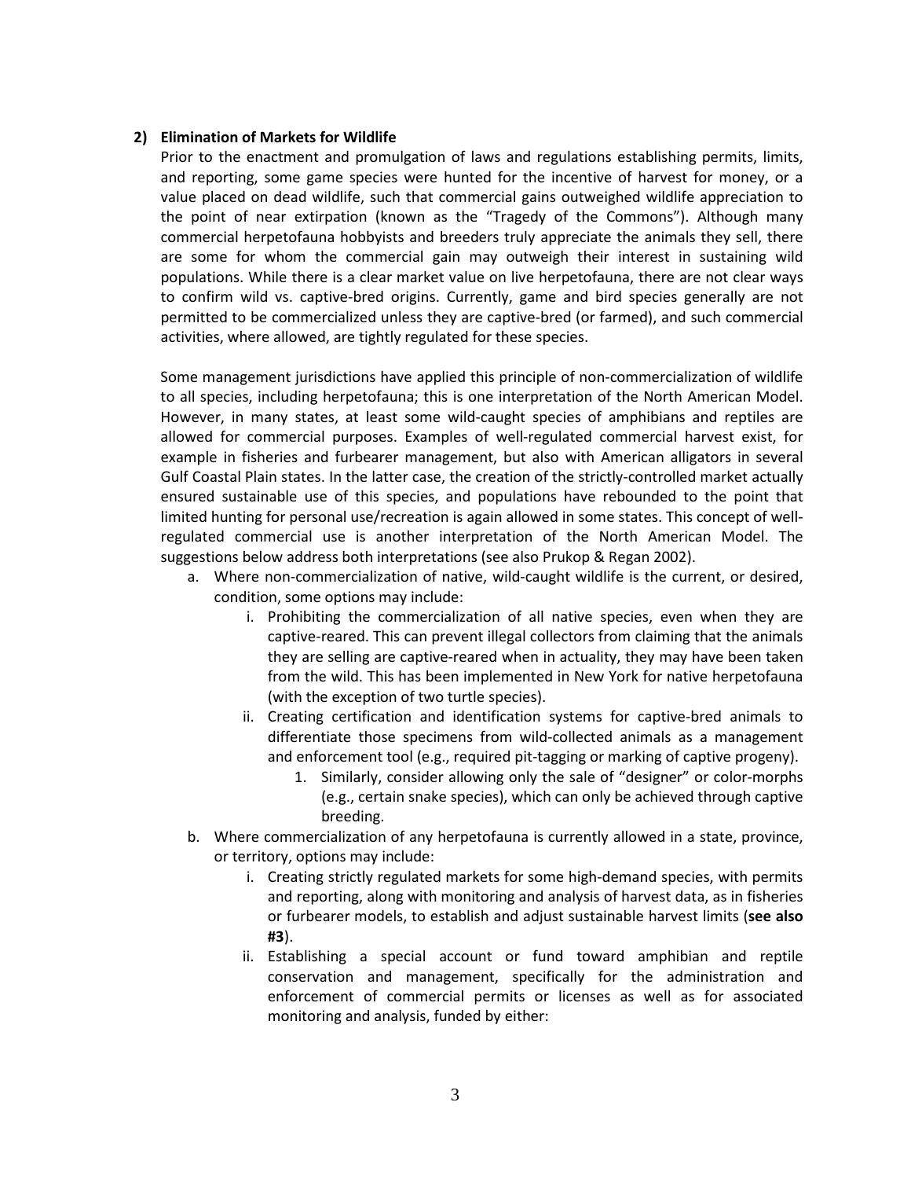**2) Elimination of Markets for Wildlife**

Prior to the enactment and promulgation of laws and regulations establishing permits, limits, and reporting, some game species were hunted for the incentive of harvest for money, or a value placed on dead wildlife, such that commercial gains outweighed wildlife appreciation to the point of near extirpation (known as the "Tragedy of the Commons"). Although many commercial herpetofauna hobbyists and breeders truly appreciate the animals they sell, there are some for whom the commercial gain may outweigh their interest in sustaining wild populations. While there is a clear market value on live herpetofauna, there are not clear ways to confirm wild vs. captive-bred origins. Currently, game and bird species generally are not permitted to be commercialized unless they are captive-bred (or farmed), and such commercial activities, where allowed, are tightly regulated for these species.

Some management jurisdictions have applied this principle of non-commercialization of wildlife to all species, including herpetofauna; this is one interpretation of the North American Model. However, in many states, at least some wild-caught species of amphibians and reptiles are allowed for commercial purposes. Examples of well-regulated commercial harvest exist, for example in fisheries and furbearer management, but also with American alligators in several Gulf Coastal Plain states. In the latter case, the creation of the strictly-controlled market actually ensured sustainable use of this species, and populations have rebounded to the point that limited hunting for personal use/recreation is again allowed in some states. This concept of well-regulated commercial use is another interpretation of the North American Model. The suggestions below address both interpretations (see also Prukop & Regan 2002).

a. Where non-commercialization of native, wild-caught wildlife is the current, or desired, condition, some options may include:
    i. Prohibiting the commercialization of all native species, even when they are captive-reared. This can prevent illegal collectors from claiming that the animals they are selling are captive-reared when in actuality, they may have been taken from the wild. This has been implemented in New York for native herpetofauna (with the exception of two turtle species).
    ii. Creating certification and identification systems for captive-bred animals to differentiate those specimens from wild-collected animals as a management and enforcement tool (e.g., required pit-tagging or marking of captive progeny).
        1. Similarly, consider allowing only the sale of "designer" or color-morphs (e.g., certain snake species), which can only be achieved through captive breeding.

b. Where commercialization of any herpetofauna is currently allowed in a state, province, or territory, options may include:
    i. Creating strictly regulated markets for some high-demand species, with permits and reporting, along with monitoring and analysis of harvest data, as in fisheries or furbearer models, to establish and adjust sustainable harvest limits (**see also #3**).
    ii. Establishing a special account or fund toward amphibian and reptile conservation and management, specifically for the administration and enforcement of commercial permits or licenses as well as for associated monitoring and analysis, funded by either: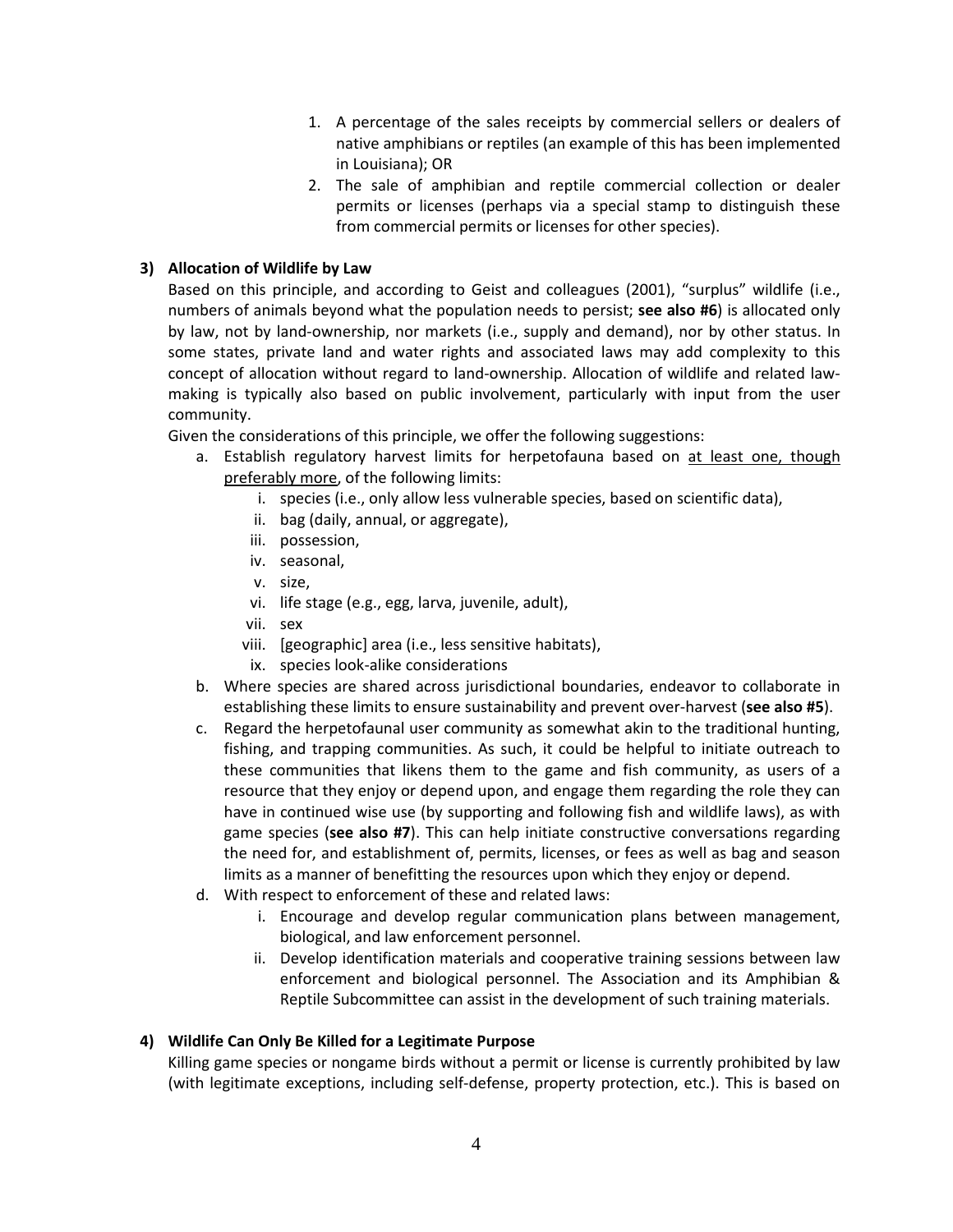1. A percentage of the sales receipts by commercial sellers or dealers of native amphibians or reptiles (an example of this has been implemented in Louisiana); OR
2. The sale of amphibian and reptile commercial collection or dealer permits or licenses (perhaps via a special stamp to distinguish these from commercial permits or licenses for other species).

**3) Allocation of Wildlife by Law**

Based on this principle, and according to Geist and colleagues (2001), "surplus" wildlife (i.e., numbers of animals beyond what the population needs to persist; **see also #6**) is allocated only by law, not by land-ownership, nor markets (i.e., supply and demand), nor by other status. In some states, private land and water rights and associated laws may add complexity to this concept of allocation without regard to land-ownership. Allocation of wildlife and related law-making is typically also based on public involvement, particularly with input from the user community.

Given the considerations of this principle, we offer the following suggestions:

a. Establish regulatory harvest limits for herpetofauna based on <u>at least one, though preferably more</u>, of the following limits:
   i. species (i.e., only allow less vulnerable species, based on scientific data),
   ii. bag (daily, annual, or aggregate),
   iii. possession,
   iv. seasonal,
   v. size,
   vi. life stage (e.g., egg, larva, juvenile, adult),
   vii. sex
   viii. [geographic] area (i.e., less sensitive habitats),
   ix. species look-alike considerations
b. Where species are shared across jurisdictional boundaries, endeavor to collaborate in establishing these limits to ensure sustainability and prevent over-harvest (**see also #5**).
c. Regard the herpetofaunal user community as somewhat akin to the traditional hunting, fishing, and trapping communities. As such, it could be helpful to initiate outreach to these communities that likens them to the game and fish community, as users of a resource that they enjoy or depend upon, and engage them regarding the role they can have in continued wise use (by supporting and following fish and wildlife laws), as with game species (**see also #7**). This can help initiate constructive conversations regarding the need for, and establishment of, permits, licenses, or fees as well as bag and season limits as a manner of benefitting the resources upon which they enjoy or depend.
d. With respect to enforcement of these and related laws:
   i. Encourage and develop regular communication plans between management, biological, and law enforcement personnel.
   ii. Develop identification materials and cooperative training sessions between law enforcement and biological personnel. The Association and its Amphibian & Reptile Subcommittee can assist in the development of such training materials.

**4) Wildlife Can Only Be Killed for a Legitimate Purpose**

Killing game species or nongame birds without a permit or license is currently prohibited by law (with legitimate exceptions, including self-defense, property protection, etc.). This is based on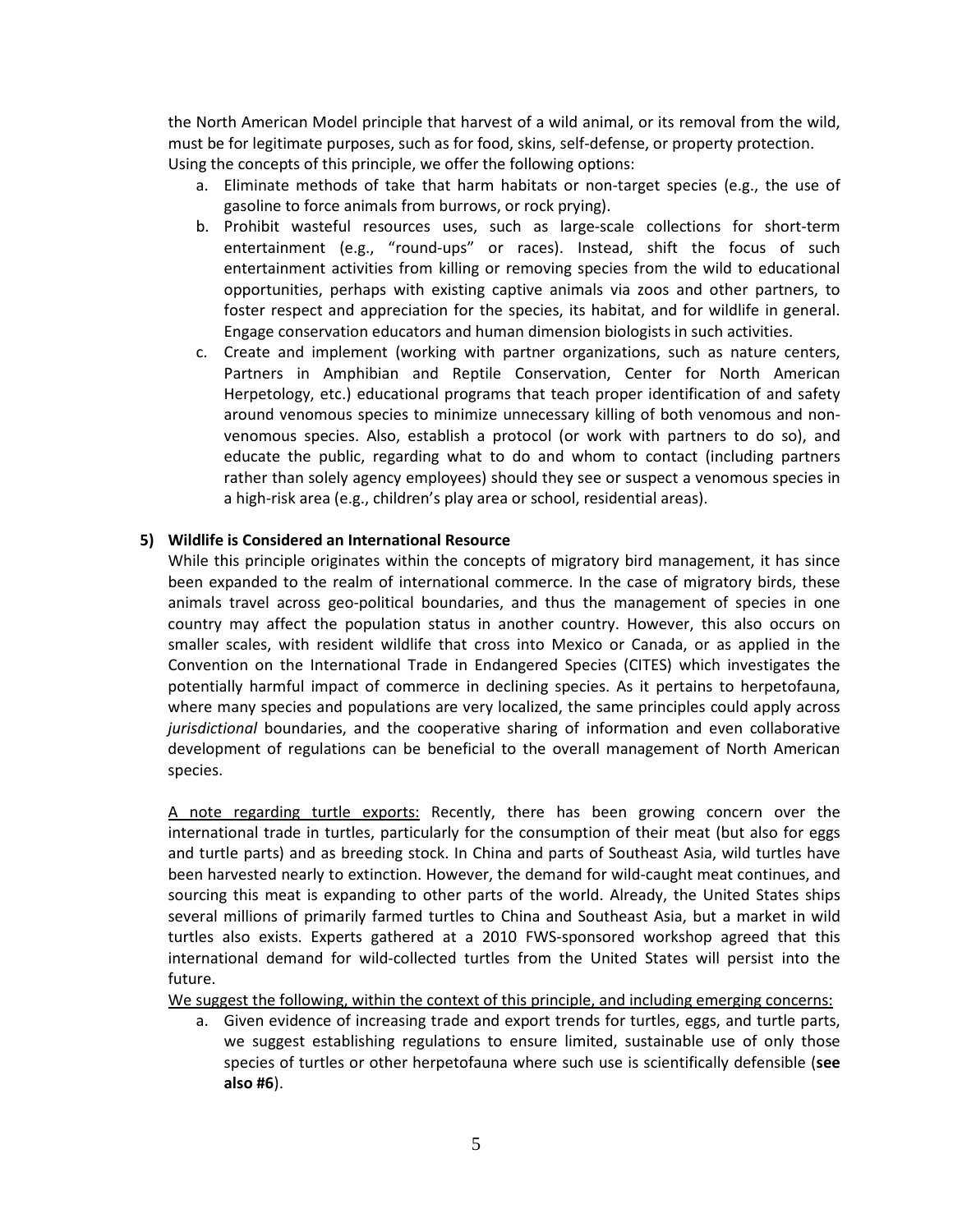the North American Model principle that harvest of a wild animal, or its removal from the wild, must be for legitimate purposes, such as for food, skins, self-defense, or property protection. Using the concepts of this principle, we offer the following options:

a. Eliminate methods of take that harm habitats or non-target species (e.g., the use of gasoline to force animals from burrows, or rock prying).
b. Prohibit wasteful resources uses, such as large-scale collections for short-term entertainment (e.g., "round-ups" or races). Instead, shift the focus of such entertainment activities from killing or removing species from the wild to educational opportunities, perhaps with existing captive animals via zoos and other partners, to foster respect and appreciation for the species, its habitat, and for wildlife in general. Engage conservation educators and human dimension biologists in such activities.
c. Create and implement (working with partner organizations, such as nature centers, Partners in Amphibian and Reptile Conservation, Center for North American Herpetology, etc.) educational programs that teach proper identification of and safety around venomous species to minimize unnecessary killing of both venomous and non-venomous species. Also, establish a protocol (or work with partners to do so), and educate the public, regarding what to do and whom to contact (including partners rather than solely agency employees) should they see or suspect a venomous species in a high-risk area (e.g., children's play area or school, residential areas).

**5) Wildlife is Considered an International Resource**

While this principle originates within the concepts of migratory bird management, it has since been expanded to the realm of international commerce. In the case of migratory birds, these animals travel across geo-political boundaries, and thus the management of species in one country may affect the population status in another country. However, this also occurs on smaller scales, with resident wildlife that cross into Mexico or Canada, or as applied in the Convention on the International Trade in Endangered Species (CITES) which investigates the potentially harmful impact of commerce in declining species. As it pertains to herpetofauna, where many species and populations are very localized, the same principles could apply across *jurisdictional* boundaries, and the cooperative sharing of information and even collaborative development of regulations can be beneficial to the overall management of North American species.

<u>A note regarding turtle exports:</u> Recently, there has been growing concern over the international trade in turtles, particularly for the consumption of their meat (but also for eggs and turtle parts) and as breeding stock. In China and parts of Southeast Asia, wild turtles have been harvested nearly to extinction. However, the demand for wild-caught meat continues, and sourcing this meat is expanding to other parts of the world. Already, the United States ships several millions of primarily farmed turtles to China and Southeast Asia, but a market in wild turtles also exists. Experts gathered at a 2010 FWS-sponsored workshop agreed that this international demand for wild-collected turtles from the United States will persist into the future.

<u>We suggest the following, within the context of this principle, and including emerging concerns:</u>

a. Given evidence of increasing trade and export trends for turtles, eggs, and turtle parts, we suggest establishing regulations to ensure limited, sustainable use of only those species of turtles or other herpetofauna where such use is scientifically defensible (**see also #6**).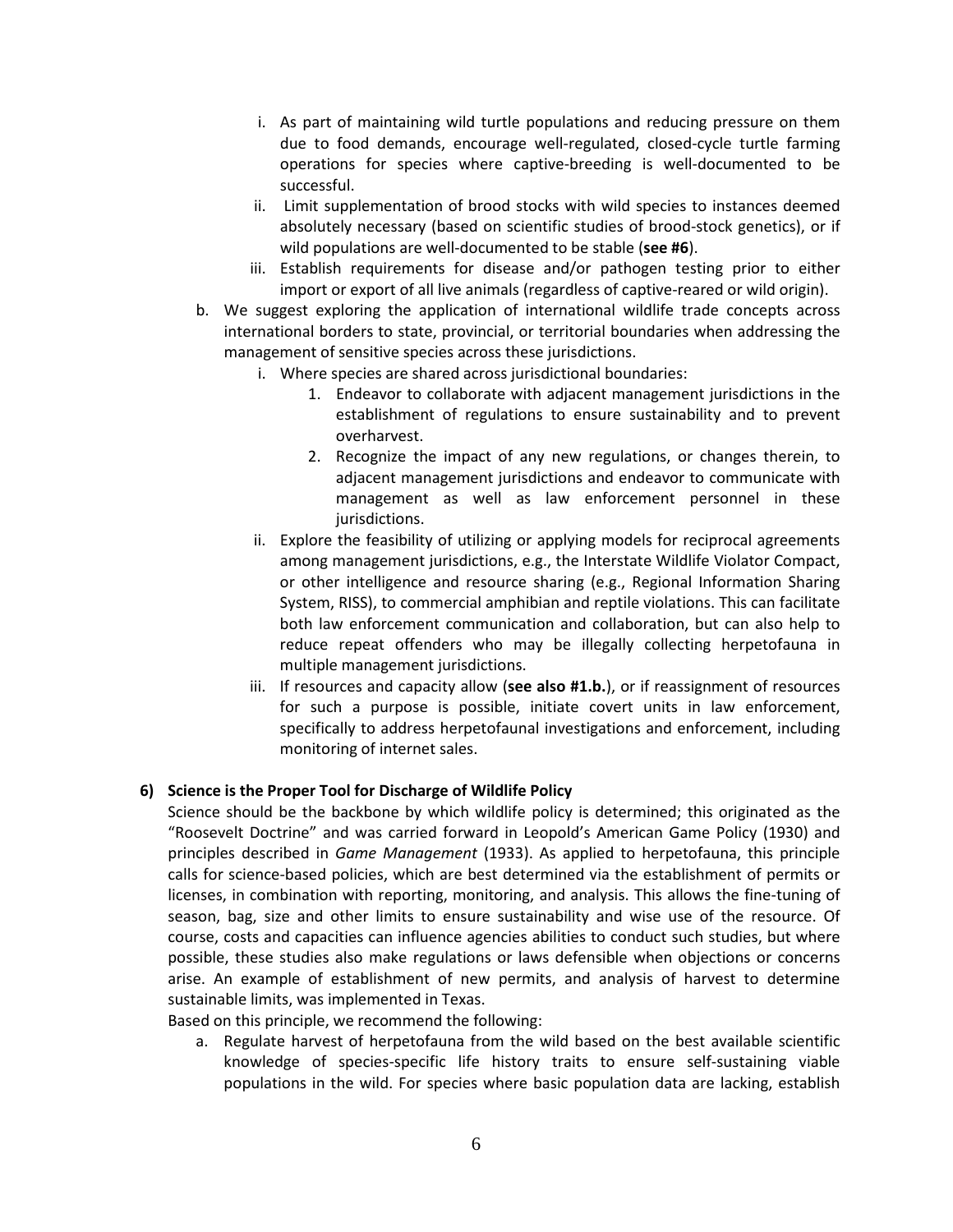i. As part of maintaining wild turtle populations and reducing pressure on them due to food demands, encourage well-regulated, closed-cycle turtle farming operations for species where captive-breeding is well-documented to be successful.
   ii. Limit supplementation of brood stocks with wild species to instances deemed absolutely necessary (based on scientific studies of brood-stock genetics), or if wild populations are well-documented to be stable (**see #6**).
   iii. Establish requirements for disease and/or pathogen testing prior to either import or export of all live animals (regardless of captive-reared or wild origin).

b. We suggest exploring the application of international wildlife trade concepts across international borders to state, provincial, or territorial boundaries when addressing the management of sensitive species across these jurisdictions.
   i. Where species are shared across jurisdictional boundaries:
      1. Endeavor to collaborate with adjacent management jurisdictions in the establishment of regulations to ensure sustainability and to prevent overharvest.
      2. Recognize the impact of any new regulations, or changes therein, to adjacent management jurisdictions and endeavor to communicate with management as well as law enforcement personnel in these jurisdictions.
   ii. Explore the feasibility of utilizing or applying models for reciprocal agreements among management jurisdictions, e.g., the Interstate Wildlife Violator Compact, or other intelligence and resource sharing (e.g., Regional Information Sharing System, RISS), to commercial amphibian and reptile violations. This can facilitate both law enforcement communication and collaboration, but can also help to reduce repeat offenders who may be illegally collecting herpetofauna in multiple management jurisdictions.
   iii. If resources and capacity allow (**see also #1.b.**), or if reassignment of resources for such a purpose is possible, initiate covert units in law enforcement, specifically to address herpetofaunal investigations and enforcement, including monitoring of internet sales.

**6) Science is the Proper Tool for Discharge of Wildlife Policy**

Science should be the backbone by which wildlife policy is determined; this originated as the "Roosevelt Doctrine" and was carried forward in Leopold's American Game Policy (1930) and principles described in *Game Management* (1933). As applied to herpetofauna, this principle calls for science-based policies, which are best determined via the establishment of permits or licenses, in combination with reporting, monitoring, and analysis. This allows the fine-tuning of season, bag, size and other limits to ensure sustainability and wise use of the resource. Of course, costs and capacities can influence agencies abilities to conduct such studies, but where possible, these studies also make regulations or laws defensible when objections or concerns arise. An example of establishment of new permits, and analysis of harvest to determine sustainable limits, was implemented in Texas.

Based on this principle, we recommend the following:

a. Regulate harvest of herpetofauna from the wild based on the best available scientific knowledge of species-specific life history traits to ensure self-sustaining viable populations in the wild. For species where basic population data are lacking, establish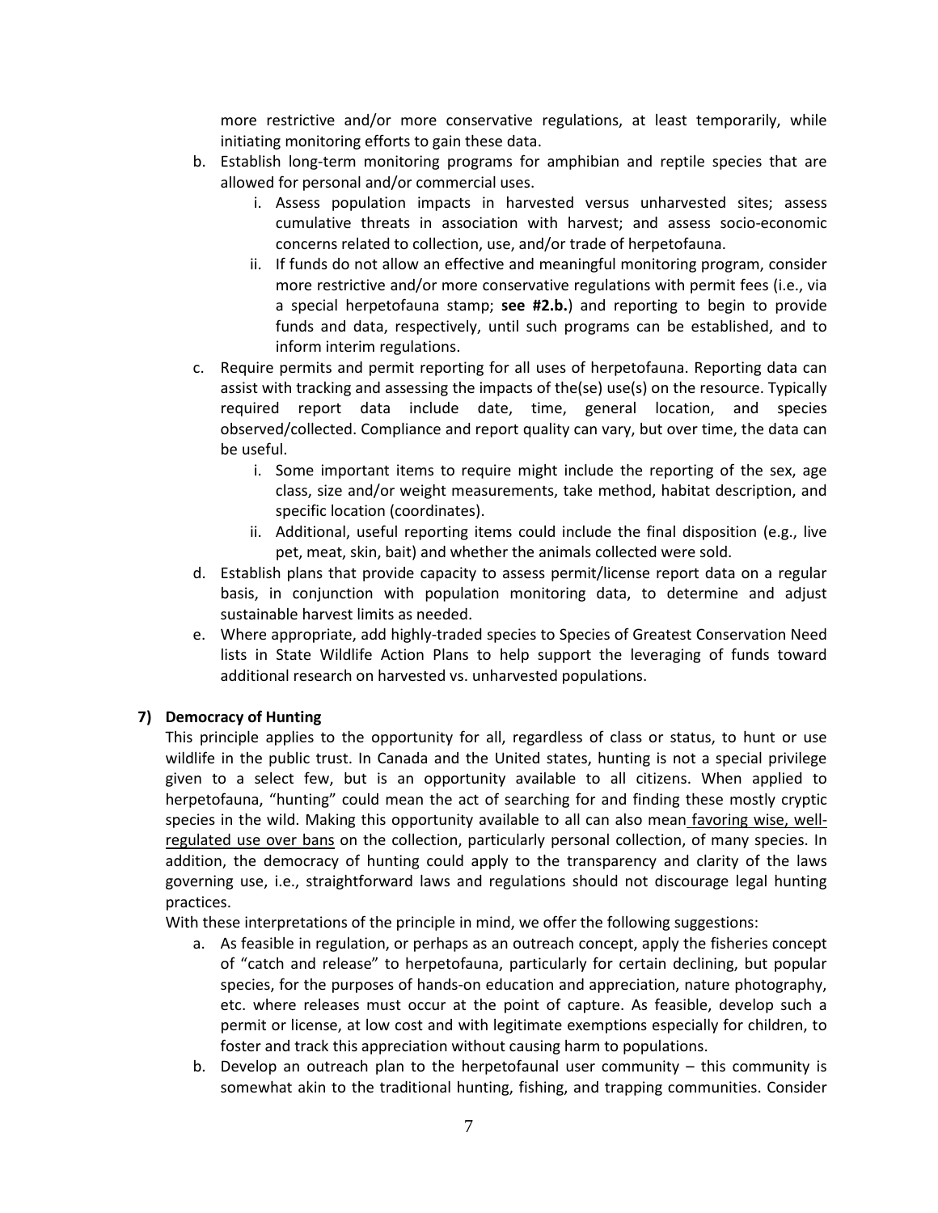more restrictive and/or more conservative regulations, at least temporarily, while initiating monitoring efforts to gain these data.

b. Establish long-term monitoring programs for amphibian and reptile species that are allowed for personal and/or commercial uses.
    i. Assess population impacts in harvested versus unharvested sites; assess cumulative threats in association with harvest; and assess socio-economic concerns related to collection, use, and/or trade of herpetofauna.
    ii. If funds do not allow an effective and meaningful monitoring program, consider more restrictive and/or more conservative regulations with permit fees (i.e., via a special herpetofauna stamp; **see #2.b.**) and reporting to begin to provide funds and data, respectively, until such programs can be established, and to inform interim regulations.

c. Require permits and permit reporting for all uses of herpetofauna. Reporting data can assist with tracking and assessing the impacts of the(se) use(s) on the resource. Typically required report data include date, time, general location, and species observed/collected. Compliance and report quality can vary, but over time, the data can be useful.
    i. Some important items to require might include the reporting of the sex, age class, size and/or weight measurements, take method, habitat description, and specific location (coordinates).
    ii. Additional, useful reporting items could include the final disposition (e.g., live pet, meat, skin, bait) and whether the animals collected were sold.

d. Establish plans that provide capacity to assess permit/license report data on a regular basis, in conjunction with population monitoring data, to determine and adjust sustainable harvest limits as needed.

e. Where appropriate, add highly-traded species to Species of Greatest Conservation Need lists in State Wildlife Action Plans to help support the leveraging of funds toward additional research on harvested vs. unharvested populations.

### 7) Democracy of Hunting

This principle applies to the opportunity for all, regardless of class or status, to hunt or use wildlife in the public trust. In Canada and the United states, hunting is not a special privilege given to a select few, but is an opportunity available to all citizens. When applied to herpetofauna, "hunting" could mean the act of searching for and finding these mostly cryptic species in the wild. Making this opportunity available to all can also mean <u>favoring wise, well-regulated use over bans</u> on the collection, particularly personal collection, of many species. In addition, the democracy of hunting could apply to the transparency and clarity of the laws governing use, i.e., straightforward laws and regulations should not discourage legal hunting practices.

With these interpretations of the principle in mind, we offer the following suggestions:

a. As feasible in regulation, or perhaps as an outreach concept, apply the fisheries concept of "catch and release" to herpetofauna, particularly for certain declining, but popular species, for the purposes of hands-on education and appreciation, nature photography, etc. where releases must occur at the point of capture. As feasible, develop such a permit or license, at low cost and with legitimate exemptions especially for children, to foster and track this appreciation without causing harm to populations.

b. Develop an outreach plan to the herpetofaunal user community – this community is somewhat akin to the traditional hunting, fishing, and trapping communities. Consider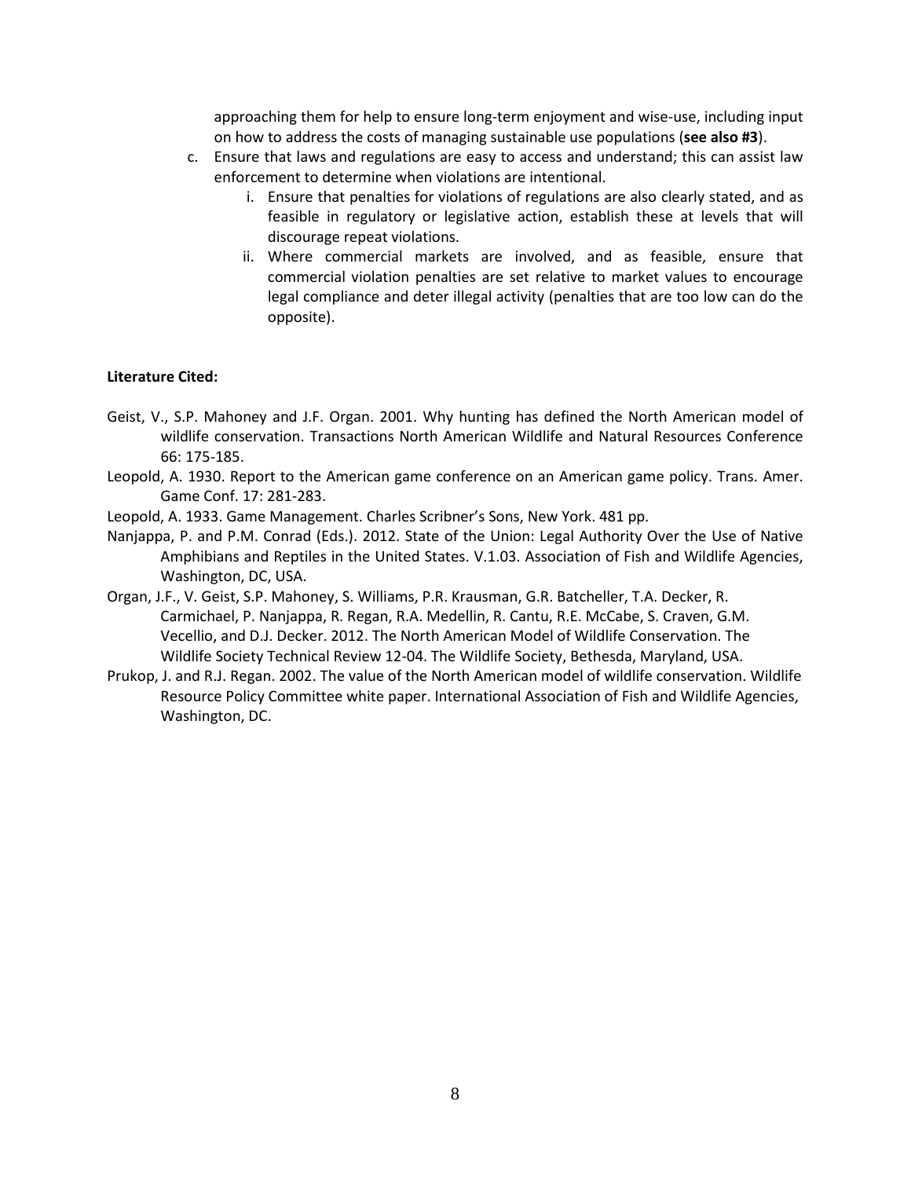approaching them for help to ensure long-term enjoyment and wise-use, including input on how to address the costs of managing sustainable use populations (**see also #3**).

c. Ensure that laws and regulations are easy to access and understand; this can assist law enforcement to determine when violations are intentional.
   i. Ensure that penalties for violations of regulations are also clearly stated, and as feasible in regulatory or legislative action, establish these at levels that will discourage repeat violations.
   ii. Where commercial markets are involved, and as feasible, ensure that commercial violation penalties are set relative to market values to encourage legal compliance and deter illegal activity (penalties that are too low can do the opposite).

**Literature Cited:**

Geist, V., S.P. Mahoney and J.F. Organ. 2001. Why hunting has defined the North American model of wildlife conservation. Transactions North American Wildlife and Natural Resources Conference 66: 175-185.

Leopold, A. 1930. Report to the American game conference on an American game policy. Trans. Amer. Game Conf. 17: 281-283.

Leopold, A. 1933. Game Management. Charles Scribner's Sons, New York. 481 pp.

Nanjappa, P. and P.M. Conrad (Eds.). 2012. State of the Union: Legal Authority Over the Use of Native Amphibians and Reptiles in the United States. V.1.03. Association of Fish and Wildlife Agencies, Washington, DC, USA.

Organ, J.F., V. Geist, S.P. Mahoney, S. Williams, P.R. Krausman, G.R. Batcheller, T.A. Decker, R. Carmichael, P. Nanjappa, R. Regan, R.A. Medellin, R. Cantu, R.E. McCabe, S. Craven, G.M. Vecellio, and D.J. Decker. 2012. The North American Model of Wildlife Conservation. The Wildlife Society Technical Review 12-04. The Wildlife Society, Bethesda, Maryland, USA.

Prukop, J. and R.J. Regan. 2002. The value of the North American model of wildlife conservation. Wildlife Resource Policy Committee white paper. International Association of Fish and Wildlife Agencies, Washington, DC.